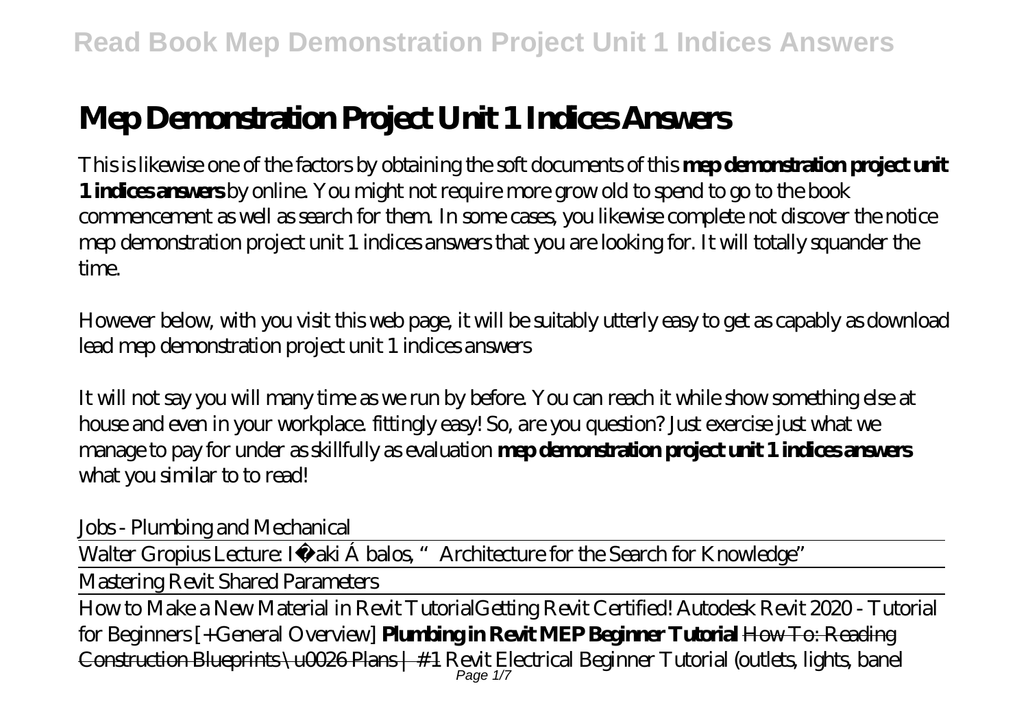# Mep Demonstration Project Unit 1 Indices Answers

This is likewise one of the factors by obtaining the soft documents of this **mep demonstration project unit 1 indices answers** by online. You might not require more grow old to spend to go to the book commencement as well as search for them. In some cases, you likewise complete not discover the notice mep demonstration project unit 1 indices answers that you are looking for. It will totally squander the time.

However below, with you visit this web page, it will be suitably utterly easy to get as capably as download lead mep demonstration project unit 1 indices answers

It will not say you will many time as we run by before. You can reach it while show something else at house and even in your workplace. fittingly easy! So, are you question? Just exercise just what we manage to pay for under as skillfully as evaluation **mep demonstration project unit 1 indices answers** what you similar to to read!

*Jobs - Plumbing and Mechanical*

Walter Gropius Lecture: Iñaki Ábalos, "Architecture for the Search for Knowledge"

Mastering Revit Shared Parameters

How to Make a New Material in Revit Tutorial*Getting Revit Certified! Autodesk Revit 2020 - Tutorial for Beginners [+General Overview]* **Plumbing in Revit MEP Beginner Tutorial** How To: Reading Construction Blueprints \u0026 Plans | #1 *Revit Electrical Beginner Tutorial (outlets, lights, banel*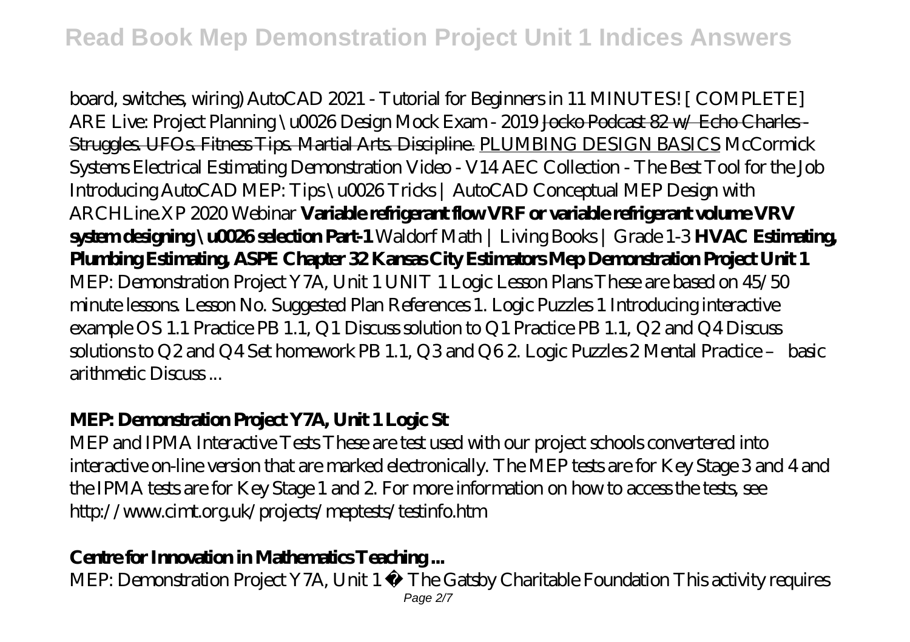board, switches, wiring) AutoCAD 2021 - Tutorial for Beginners in 11 MINUTES! [ COMPLETE] ARE Live: Project Planning \u0026 Design Mock Exam - 2019 ~~Jocko Podcast 82 w/ Echo Charles - Struggles. UFOs. Fitness Tips. Martial Arts. Discipline.~~ PLUMBING DESIGN BASICS McCormick Systems Electrical Estimating Demonstration Video - V14 AEC Collection - The Best Tool for the Job Introducing AutoCAD MEP: Tips \u0026 Tricks | AutoCAD Conceptual MEP Design with ARCHLine.XP 2020 Webinar **Variable refrigerant flow VRF or variable refrigerant volume VRV system designing \u0026 selection Part-1** Waldorf Math | Living Books | Grade 1-3 **HVAC Estimating, Plumbing Estimating, ASPE Chapter 32 Kansas City Estimators Mep Demonstration Project Unit 1**

MEP: Demonstration Project Y7A, Unit 1 UNIT 1 Logic Lesson Plans These are based on 45/50 minute lessons. Lesson No. Suggested Plan References 1. Logic Puzzles 1 Introducing interactive example OS 1.1 Practice PB 1.1, Q1 Discuss solution to Q1 Practice PB 1.1, Q2 and Q4 Discuss solutions to Q2 and Q4 Set homework PB 1.1, Q3 and Q6 2. Logic Puzzles 2 Mental Practice – basic arithmetic Discuss ...

## MEP: Demonstration Project Y7A, Unit 1 Logic St

MEP and IPMA Interactive Tests These are test used with our project schools convertered into interactive on-line version that are marked electronically. The MEP tests are for Key Stage 3 and 4 and the IPMA tests are for Key Stage 1 and 2. For more information on how to access the tests, see http://www.cimt.org.uk/projects/meptests/testinfo.htm

## Centre for Innovation in Mathematics Teaching ...

MEP: Demonstration Project Y7A, Unit 1 © The Gatsby Charitable Foundation This activity requires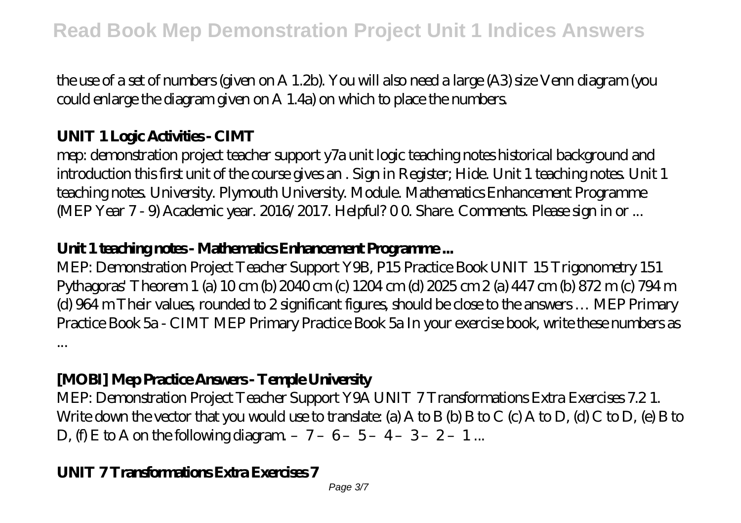the use of a set of numbers (given on A 1.2b). You will also need a large (A3) size Venn diagram (you could enlarge the diagram given on A 1.4a) on which to place the numbers.

### UNIT 1 Logic Activities - CIMT

mep: demonstration project teacher support y7a unit logic teaching notes historical background and introduction this first unit of the course gives an . Sign in Register; Hide. Unit 1 teaching notes. Unit 1 teaching notes. University. Plymouth University. Module. Mathematics Enhancement Programme (MEP Year 7 - 9) Academic year. 2016/2017. Helpful? 0 0. Share. Comments. Please sign in or ...

### Unit 1 teaching notes - Mathematics Enhancement Programme ...

MEP: Demonstration Project Teacher Support Y9B, P15 Practice Book UNIT 15 Trigonometry 151 Pythagoras' Theorem 1 (a) 10 cm (b) 2040 cm (c) 1204 cm (d) 2025 cm 2 (a) 447 cm (b) 872 m (c) 794 m (d) 964 m Their values, rounded to 2 significant figures, should be close to the answers … MEP Primary Practice Book 5a - CIMT MEP Primary Practice Book 5a In your exercise book, write these numbers as ...

### [MOBI] Mep Practice Answers - Temple University

MEP: Demonstration Project Teacher Support Y9A UNIT 7 Transformations Extra Exercises 7.2 1. Write down the vector that you would use to translate: (a) A to B (b) B to C (c) A to D, (d) C to D, (e) B to D, (f) E to A on the following diagram. – 7 – 6 – 5 – 4 – 3 – 2 – 1 ...

### UNIT 7 Transformations Extra Exercises 7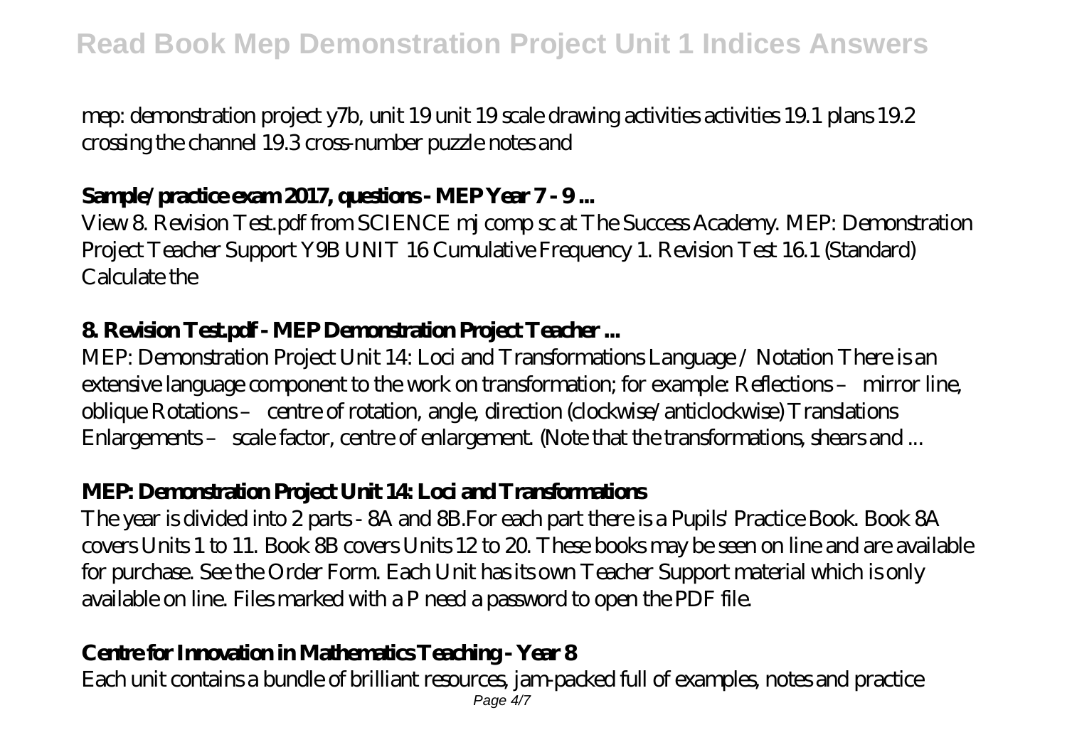mep: demonstration project y7b, unit 19 unit 19 scale drawing activities activities 19.1 plans 19.2 crossing the channel 19.3 cross-number puzzle notes and

### Sample/practice exam 2017, questions - MEP Year 7 - 9 ...

View 8. Revision Test.pdf from SCIENCE mj comp sc at The Success Academy. MEP: Demonstration Project Teacher Support Y9B UNIT 16 Cumulative Frequency 1. Revision Test 16.1 (Standard) Calculate the

### 8. Revision Test.pdf - MEP Demonstration Project Teacher ...

MEP: Demonstration Project Unit 14: Loci and Transformations Language / Notation There is an extensive language component to the work on transformation; for example: Reflections – mirror line, oblique Rotations – centre of rotation, angle, direction (clockwise/anticlockwise) Translations Enlargements – scale factor, centre of enlargement. (Note that the transformations, shears and ...

### MEP: Demonstration Project Unit 14: Loci and Transformations

The year is divided into 2 parts - 8A and 8B.For each part there is a Pupils' Practice Book. Book 8A covers Units 1 to 11. Book 8B covers Units 12 to 20. These books may be seen on line and are available for purchase. See the Order Form. Each Unit has its own Teacher Support material which is only available on line. Files marked with a P need a password to open the PDF file.

### Centre for Innovation in Mathematics Teaching - Year 8

Each unit contains a bundle of brilliant resources, jam-packed full of examples, notes and practice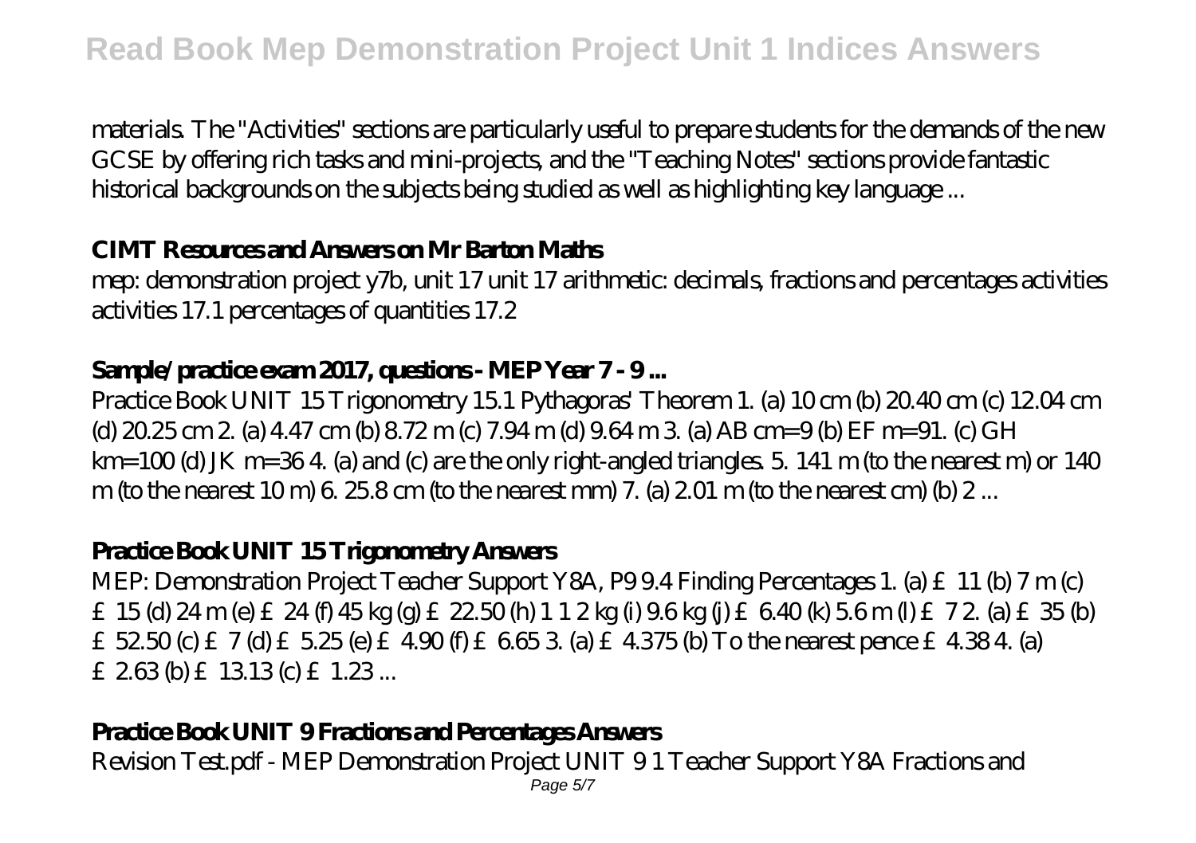materials. The "Activities" sections are particularly useful to prepare students for the demands of the new GCSE by offering rich tasks and mini-projects, and the "Teaching Notes" sections provide fantastic historical backgrounds on the subjects being studied as well as highlighting key language ...

### CIMT Resources and Answers on Mr Barton Maths

mep: demonstration project y7b, unit 17 unit 17 arithmetic: decimals, fractions and percentages activities activities 17.1 percentages of quantities 17.2

### Sample/practice exam 2017, questions - MEP Year 7 - 9 ...

Practice Book UNIT 15 Trigonometry 15.1 Pythagoras' Theorem 1. (a) 10 cm (b) 20.40 cm (c) 12.04 cm (d) 20.25 cm 2. (a) 4.47 cm (b) 8.72 m (c) 7.94 m (d) 9.64 m 3. (a) AB cm=9 (b) EF m=91. (c) GH km=100 (d) JK m=36 4. (a) and (c) are the only right-angled triangles. 5. 141 m (to the nearest m) or 140 m (to the nearest 10 m) 6. 25.8 cm (to the nearest mm) 7. (a) 2.01 m (to the nearest cm) (b) 2 ...

### Practice Book UNIT 15 Trigonometry Answers

MEP: Demonstration Project Teacher Support Y8A, P9 9.4 Finding Percentages 1. (a) £ 11 (b) 7 m (c) £ 15 (d) 24 m (e) £ 24 (f) 45 kg (g) £ 22.50 (h) 1 1 2 kg (i) 9.6 kg (j) £ 6.40 (k) 5.6 m (l) £ 7 2. (a) £ 35 (b) £ 52.50 (c) £ 7 (d) £ 5.25 (e) £ 4.90 (f) £ 6.65 3. (a) £ 4.375 (b) To the nearest pence £ 4.38 4. (a) £ 2.63 (b) £ 13.13 (c) £ 1.23 ...

### Practice Book UNIT 9 Fractions and Percentages Answers

Revision Test.pdf - MEP Demonstration Project UNIT 9 1 Teacher Support Y8A Fractions and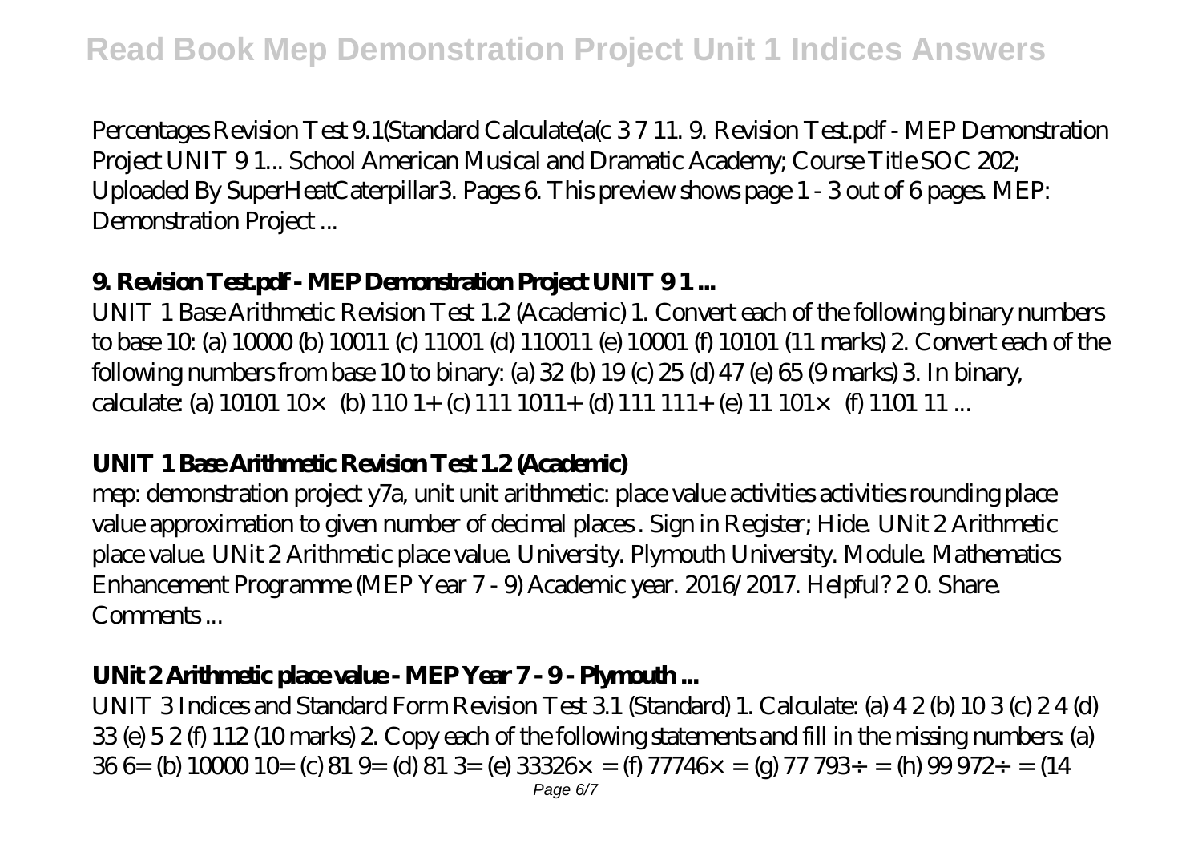Percentages Revision Test 9.1(Standard Calculate(a(c 3 7 11. 9. Revision Test.pdf - MEP Demonstration Project UNIT 9 1... School American Musical and Dramatic Academy; Course Title SOC 202; Uploaded By SuperHeatCaterpillar3. Pages 6. This preview shows page 1 - 3 out of 6 pages. MEP: Demonstration Project ...

### 9. Revision Test.pdf - MEP Demonstration Project UNIT 9 1 ...

UNIT 1 Base Arithmetic Revision Test 1.2 (Academic) 1. Convert each of the following binary numbers to base 10: (a) 10000 (b) 10011 (c) 11001 (d) 110011 (e) 10001 (f) 10101 (11 marks) 2. Convert each of the following numbers from base 10 to binary: (a) 32 (b) 19 (c) 25 (d) 47 (e) 65 (9 marks) 3. In binary, calculate: (a) 10101 10× (b) 110 1+ (c) 111 1011+ (d) 111 111+ (e) 11 101× (f) 1101 11 ...

### UNIT 1 Base Arithmetic Revision Test 1.2 (Academic)

mep: demonstration project y7a, unit unit arithmetic: place value activities activities rounding place value approximation to given number of decimal places . Sign in Register; Hide. UNit 2 Arithmetic place value. UNit 2 Arithmetic place value. University. Plymouth University. Module. Mathematics Enhancement Programme (MEP Year 7 - 9) Academic year. 2016/2017. Helpful? 2 0. Share. Comments ...

### UNit 2 Arithmetic place value - MEP Year 7 - 9 - Plymouth ...

UNIT 3 Indices and Standard Form Revision Test 3.1 (Standard) 1. Calculate: (a) 4 2 (b) 10 3 (c) 2 4 (d) 33 (e) 5 2 (f) 112 (10 marks) 2. Copy each of the following statements and fill in the missing numbers: (a) 36 6= (b) 10000 10= (c) 81 9= (d) 81 3= (e) 33326× = (f) 77746× = (g) 77 793÷ = (h) 99 972÷ = (14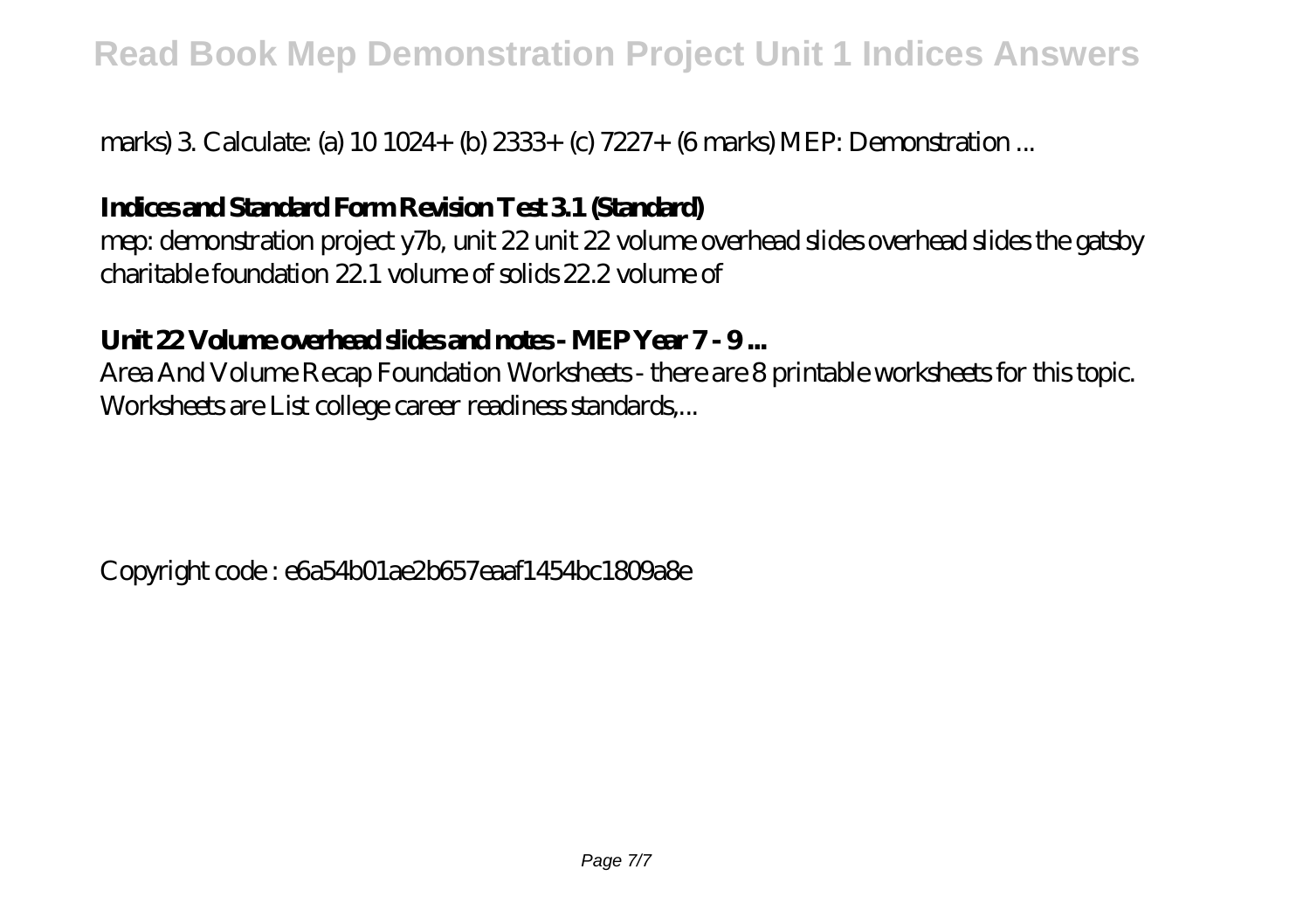marks) 3. Calculate: (a) 10 1024+ (b) 2333+ (c) 7227+ (6 marks) MEP: Demonstration ...

**Indices and Standard Form Revision Test 3.1 (Standard)**

mep: demonstration project y7b, unit 22 unit 22 volume overhead slides overhead slides the gatsby charitable foundation 22.1 volume of solids 22.2 volume of

**Unit 22 Volume overhead slides and notes - MEP Year 7 - 9 ...**

Area And Volume Recap Foundation Worksheets - there are 8 printable worksheets for this topic. Worksheets are List college career readiness standards,...

Copyright code : e6a54b01ae2b657eaaf1454bc1809a8e